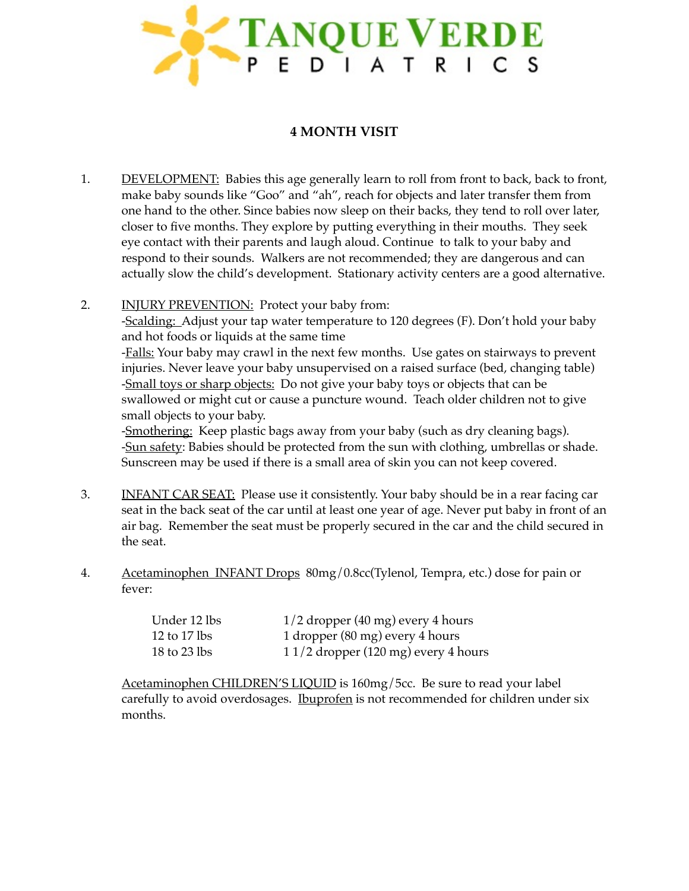# TANQUE VERDE PEDIATRICS

## 4 MONTH VISIT

1. DEVELOPMENT: Babies this age generally learn to roll from front to back, back to front, make baby sounds like "Goo" and "ah", reach for objects and later transfer them from one hand to the other. Since babies now sleep on their backs, they tend to roll over later, closer to five months. They explore by putting everything in their mouths. They seek eye contact with their parents and laugh aloud. Continue to talk to your baby and respond to their sounds. Walkers are not recommended; they are dangerous and can actually slow the child's development. Stationary activity centers are a good alternative.

2. INJURY PREVENTION: Protect your baby from:
   -Scalding: Adjust your tap water temperature to 120 degrees (F). Don't hold your baby and hot foods or liquids at the same time
   -Falls: Your baby may crawl in the next few months. Use gates on stairways to prevent injuries. Never leave your baby unsupervised on a raised surface (bed, changing table)
   -Small toys or sharp objects: Do not give your baby toys or objects that can be swallowed or might cut or cause a puncture wound. Teach older children not to give small objects to your baby.
   -Smothering: Keep plastic bags away from your baby (such as dry cleaning bags).
   -Sun safety: Babies should be protected from the sun with clothing, umbrellas or shade. Sunscreen may be used if there is a small area of skin you can not keep covered.

3. INFANT CAR SEAT: Please use it consistently. Your baby should be in a rear facing car seat in the back seat of the car until at least one year of age. Never put baby in front of an air bag. Remember the seat must be properly secured in the car and the child secured in the seat.

4. Acetaminophen INFANT Drops 80mg/0.8cc(Tylenol, Tempra, etc.) dose for pain or fever:

   | | |
   |---|---|
   | Under 12 lbs | 1/2 dropper (40 mg) every 4 hours |
   | 12 to 17 lbs | 1 dropper (80 mg) every 4 hours |
   | 18 to 23 lbs | 1 1/2 dropper (120 mg) every 4 hours |

   Acetaminophen CHILDREN'S LIQUID is 160mg/5cc. Be sure to read your label carefully to avoid overdosages. Ibuprofen is not recommended for children under six months.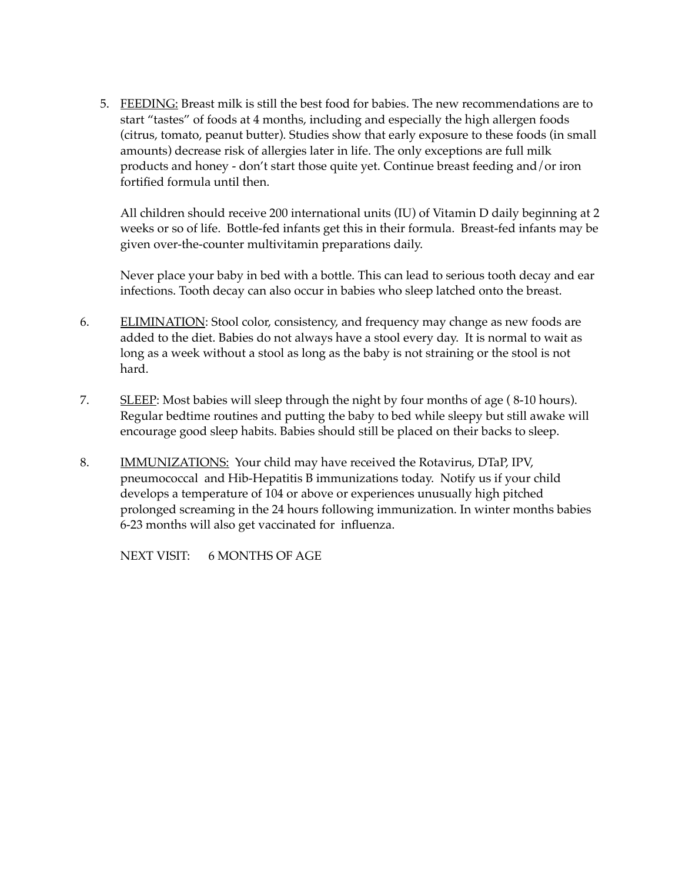5. <u>FEEDING:</u> Breast milk is still the best food for babies. The new recommendations are to start "tastes" of foods at 4 months, including and especially the high allergen foods (citrus, tomato, peanut butter). Studies show that early exposure to these foods (in small amounts) decrease risk of allergies later in life. The only exceptions are full milk products and honey - don't start those quite yet. Continue breast feeding and/or iron fortified formula until then.

   All children should receive 200 international units (IU) of Vitamin D daily beginning at 2 weeks or so of life. Bottle-fed infants get this in their formula. Breast-fed infants may be given over-the-counter multivitamin preparations daily.

   Never place your baby in bed with a bottle. This can lead to serious tooth decay and ear infections. Tooth decay can also occur in babies who sleep latched onto the breast.

6. <u>ELIMINATION</u>: Stool color, consistency, and frequency may change as new foods are added to the diet. Babies do not always have a stool every day. It is normal to wait as long as a week without a stool as long as the baby is not straining or the stool is not hard.

7. <u>SLEEP</u>: Most babies will sleep through the night by four months of age ( 8-10 hours). Regular bedtime routines and putting the baby to bed while sleepy but still awake will encourage good sleep habits. Babies should still be placed on their backs to sleep.

8. <u>IMMUNIZATIONS:</u> Your child may have received the Rotavirus, DTaP, IPV, pneumococcal and Hib-Hepatitis B immunizations today. Notify us if your child develops a temperature of 104 or above or experiences unusually high pitched prolonged screaming in the 24 hours following immunization. In winter months babies 6-23 months will also get vaccinated for influenza.

   NEXT VISIT: 6 MONTHS OF AGE